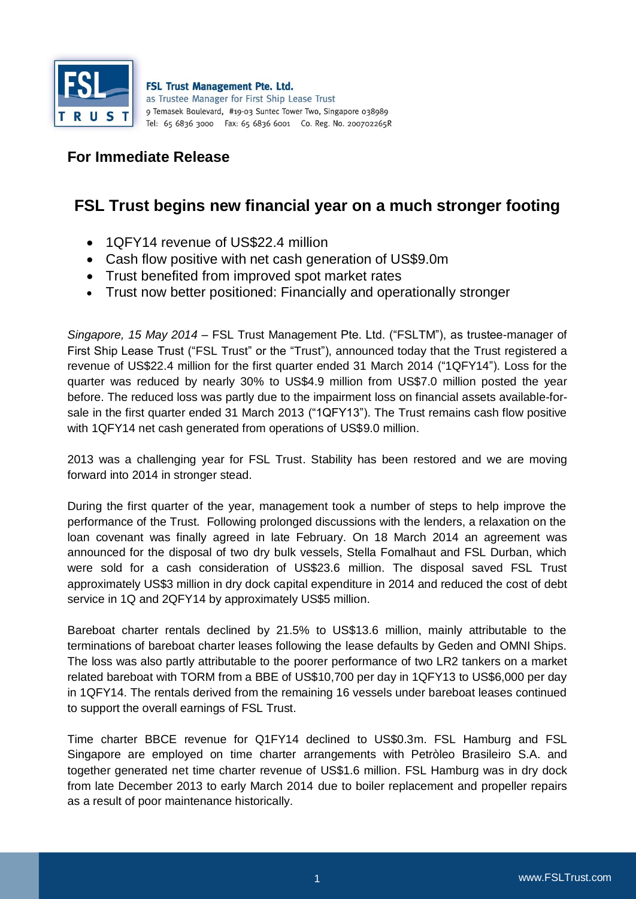**FSL Trust Management Pte. Ltd.**
as Trustee Manager for First Ship Lease Trust
9 Temasek Boulevard, #19-03 Suntec Tower Two, Singapore 038989
Tel: 65 6836 3000 Fax: 65 6836 6001 Co. Reg. No. 200702265R

## For Immediate Release

# FSL Trust begins new financial year on a much stronger footing

- 1QFY14 revenue of US$22.4 million
- Cash flow positive with net cash generation of US$9.0m
- Trust benefited from improved spot market rates
- Trust now better positioned: Financially and operationally stronger

*Singapore, 15 May 2014* – FSL Trust Management Pte. Ltd. ("FSLTM"), as trustee-manager of First Ship Lease Trust ("FSL Trust" or the "Trust"), announced today that the Trust registered a revenue of US$22.4 million for the first quarter ended 31 March 2014 ("1QFY14"). Loss for the quarter was reduced by nearly 30% to US$4.9 million from US$7.0 million posted the year before. The reduced loss was partly due to the impairment loss on financial assets available-for-sale in the first quarter ended 31 March 2013 ("1QFY13"). The Trust remains cash flow positive with 1QFY14 net cash generated from operations of US$9.0 million.

2013 was a challenging year for FSL Trust. Stability has been restored and we are moving forward into 2014 in stronger stead.

During the first quarter of the year, management took a number of steps to help improve the performance of the Trust. Following prolonged discussions with the lenders, a relaxation on the loan covenant was finally agreed in late February. On 18 March 2014 an agreement was announced for the disposal of two dry bulk vessels, Stella Fomalhaut and FSL Durban, which were sold for a cash consideration of US$23.6 million. The disposal saved FSL Trust approximately US$3 million in dry dock capital expenditure in 2014 and reduced the cost of debt service in 1Q and 2QFY14 by approximately US$5 million.

Bareboat charter rentals declined by 21.5% to US$13.6 million, mainly attributable to the terminations of bareboat charter leases following the lease defaults by Geden and OMNI Ships. The loss was also partly attributable to the poorer performance of two LR2 tankers on a market related bareboat with TORM from a BBE of US$10,700 per day in 1QFY13 to US$6,000 per day in 1QFY14. The rentals derived from the remaining 16 vessels under bareboat leases continued to support the overall earnings of FSL Trust.

Time charter BBCE revenue for Q1FY14 declined to US$0.3m. FSL Hamburg and FSL Singapore are employed on time charter arrangements with Petròleo Brasileiro S.A. and together generated net time charter revenue of US$1.6 million. FSL Hamburg was in dry dock from late December 2013 to early March 2014 due to boiler replacement and propeller repairs as a result of poor maintenance historically.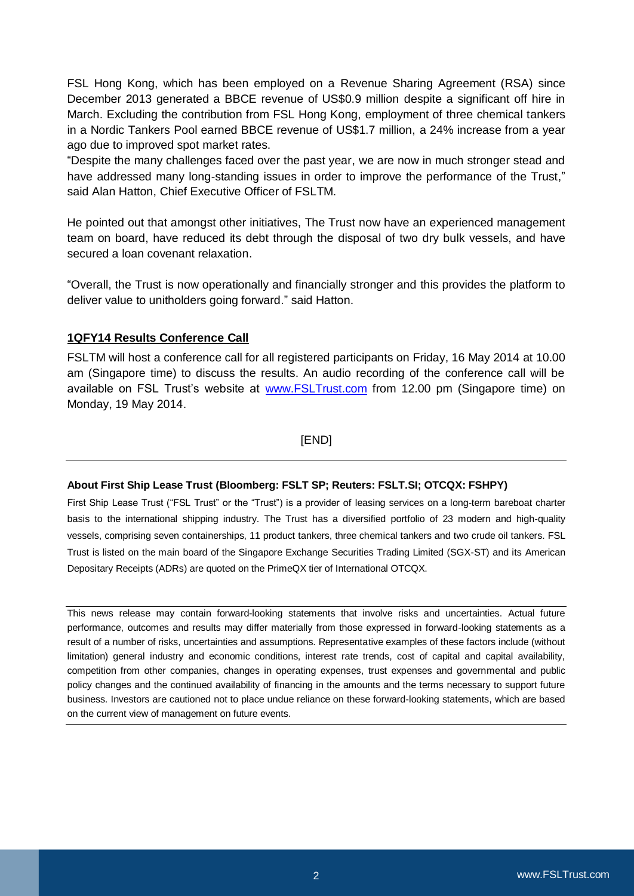FSL Hong Kong, which has been employed on a Revenue Sharing Agreement (RSA) since December 2013 generated a BBCE revenue of US$0.9 million despite a significant off hire in March. Excluding the contribution from FSL Hong Kong, employment of three chemical tankers in a Nordic Tankers Pool earned BBCE revenue of US$1.7 million, a 24% increase from a year ago due to improved spot market rates.

"Despite the many challenges faced over the past year, we are now in much stronger stead and have addressed many long-standing issues in order to improve the performance of the Trust," said Alan Hatton, Chief Executive Officer of FSLTM.

He pointed out that amongst other initiatives, The Trust now have an experienced management team on board, have reduced its debt through the disposal of two dry bulk vessels, and have secured a loan covenant relaxation.

"Overall, the Trust is now operationally and financially stronger and this provides the platform to deliver value to unitholders going forward." said Hatton.

## 1QFY14 Results Conference Call

FSLTM will host a conference call for all registered participants on Friday, 16 May 2014 at 10.00 am (Singapore time) to discuss the results. An audio recording of the conference call will be available on FSL Trust's website at [www.FSLTrust.com](http://www.FSLTrust.com) from 12.00 pm (Singapore time) on Monday, 19 May 2014.

[END]

---

**About First Ship Lease Trust (Bloomberg: FSLT SP; Reuters: FSLT.SI; OTCQX: FSHPY)**

First Ship Lease Trust ("FSL Trust" or the "Trust") is a provider of leasing services on a long-term bareboat charter basis to the international shipping industry. The Trust has a diversified portfolio of 23 modern and high-quality vessels, comprising seven containerships, 11 product tankers, three chemical tankers and two crude oil tankers. FSL Trust is listed on the main board of the Singapore Exchange Securities Trading Limited (SGX-ST) and its American Depositary Receipts (ADRs) are quoted on the PrimeQX tier of International OTCQX.

---

This news release may contain forward-looking statements that involve risks and uncertainties. Actual future performance, outcomes and results may differ materially from those expressed in forward-looking statements as a result of a number of risks, uncertainties and assumptions. Representative examples of these factors include (without limitation) general industry and economic conditions, interest rate trends, cost of capital and capital availability, competition from other companies, changes in operating expenses, trust expenses and governmental and public policy changes and the continued availability of financing in the amounts and the terms necessary to support future business. Investors are cautioned not to place undue reliance on these forward-looking statements, which are based on the current view of management on future events.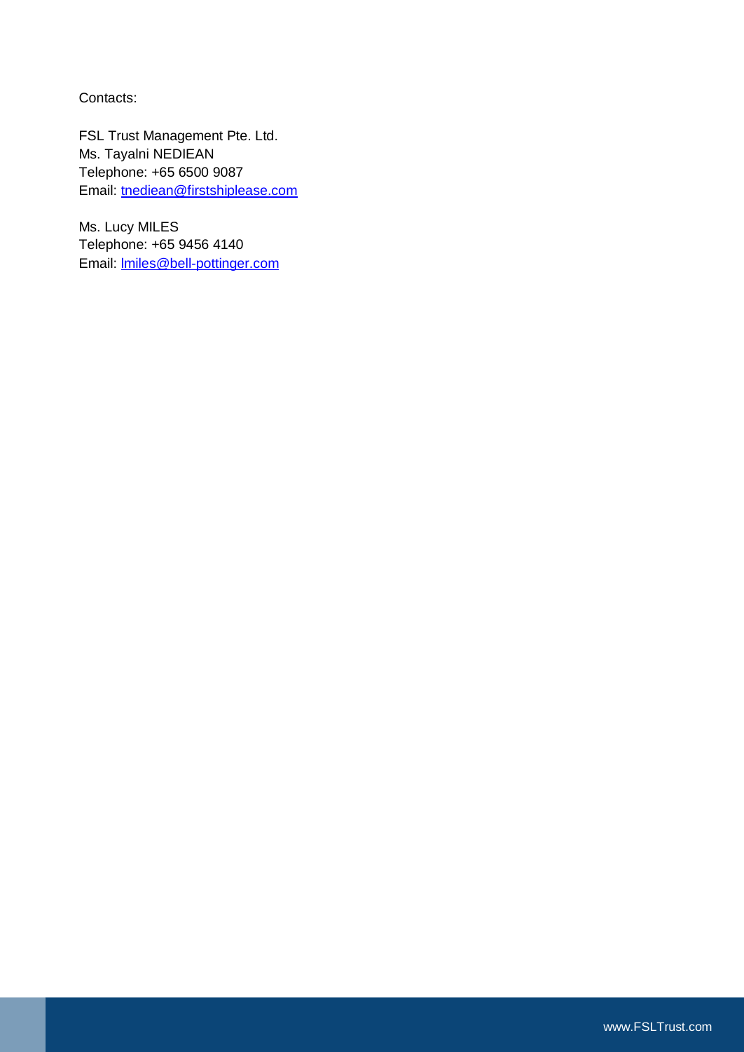Contacts:

FSL Trust Management Pte. Ltd.
Ms. Tayalni NEDIEAN
Telephone: +65 6500 9087
Email: tnediean@firstshiplease.com

Ms. Lucy MILES
Telephone: +65 9456 4140
Email: lmiles@bell-pottinger.com